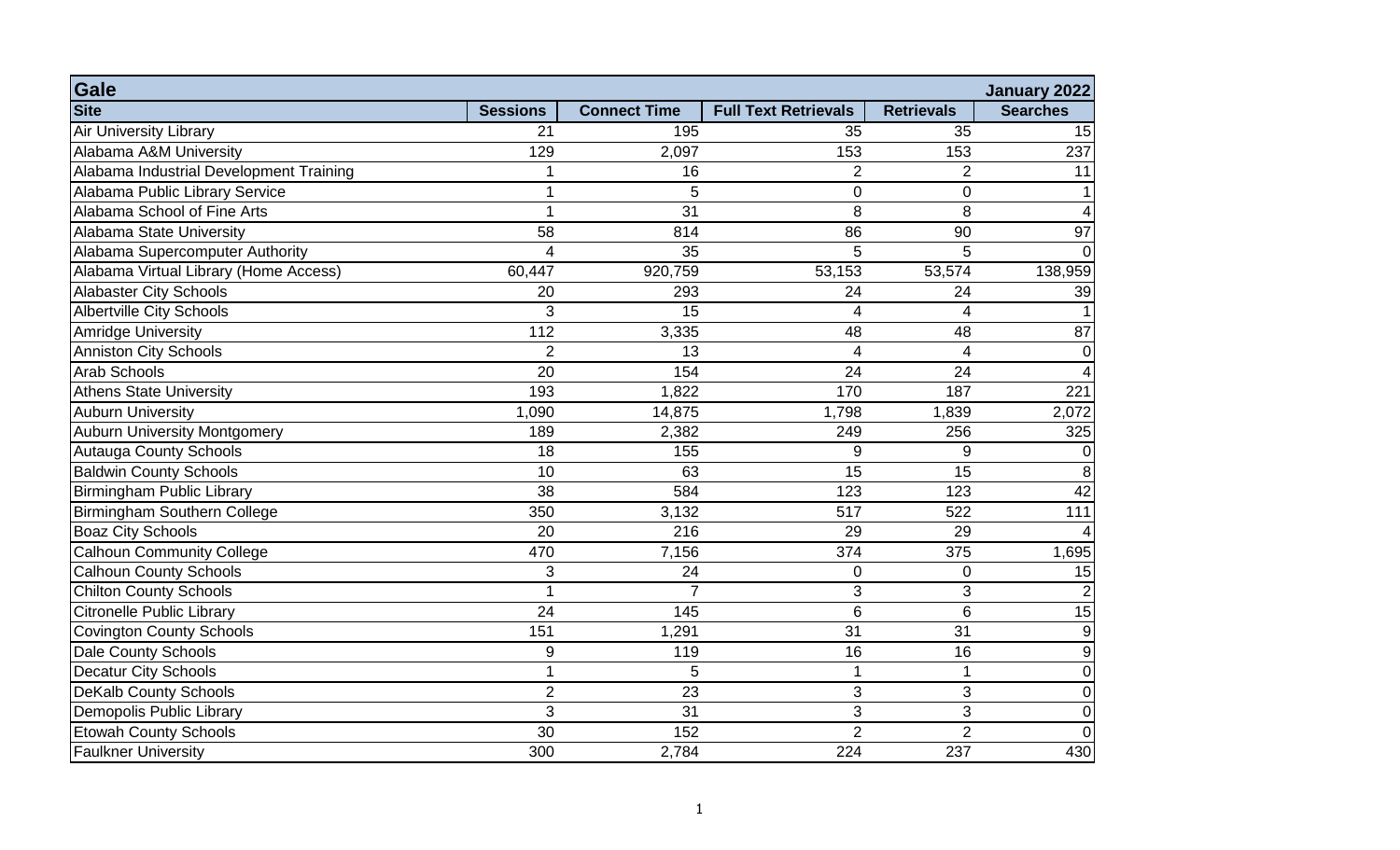| Gale | | | | | January 2022 |
|---|---|---|---|---|---|
| **Site** | **Sessions** | **Connect Time** | **Full Text Retrievals** | **Retrievals** | **Searches** |
| Air University Library | 21 | 195 | 35 | 35 | 15 |
| Alabama A&M University | 129 | 2,097 | 153 | 153 | 237 |
| Alabama Industrial Development Training | 1 | 16 | 2 | 2 | 11 |
| Alabama Public Library Service | 1 | 5 | 0 | 0 | 1 |
| Alabama School of Fine Arts | 1 | 31 | 8 | 8 | 4 |
| Alabama State University | 58 | 814 | 86 | 90 | 97 |
| Alabama Supercomputer Authority | 4 | 35 | 5 | 5 | 0 |
| Alabama Virtual Library (Home Access) | 60,447 | 920,759 | 53,153 | 53,574 | 138,959 |
| Alabaster City Schools | 20 | 293 | 24 | 24 | 39 |
| Albertville City Schools | 3 | 15 | 4 | 4 | 1 |
| Amridge University | 112 | 3,335 | 48 | 48 | 87 |
| Anniston City Schools | 2 | 13 | 4 | 4 | 0 |
| Arab Schools | 20 | 154 | 24 | 24 | 4 |
| Athens State University | 193 | 1,822 | 170 | 187 | 221 |
| Auburn University | 1,090 | 14,875 | 1,798 | 1,839 | 2,072 |
| Auburn University Montgomery | 189 | 2,382 | 249 | 256 | 325 |
| Autauga County Schools | 18 | 155 | 9 | 9 | 0 |
| Baldwin County Schools | 10 | 63 | 15 | 15 | 8 |
| Birmingham Public Library | 38 | 584 | 123 | 123 | 42 |
| Birmingham Southern College | 350 | 3,132 | 517 | 522 | 111 |
| Boaz City Schools | 20 | 216 | 29 | 29 | 4 |
| Calhoun Community College | 470 | 7,156 | 374 | 375 | 1,695 |
| Calhoun County Schools | 3 | 24 | 0 | 0 | 15 |
| Chilton County Schools | 1 | 7 | 3 | 3 | 2 |
| Citronelle Public Library | 24 | 145 | 6 | 6 | 15 |
| Covington County Schools | 151 | 1,291 | 31 | 31 | 9 |
| Dale County Schools | 9 | 119 | 16 | 16 | 9 |
| Decatur City Schools | 1 | 5 | 1 | 1 | 0 |
| DeKalb County Schools | 2 | 23 | 3 | 3 | 0 |
| Demopolis Public Library | 3 | 31 | 3 | 3 | 0 |
| Etowah County Schools | 30 | 152 | 2 | 2 | 0 |
| Faulkner University | 300 | 2,784 | 224 | 237 | 430 |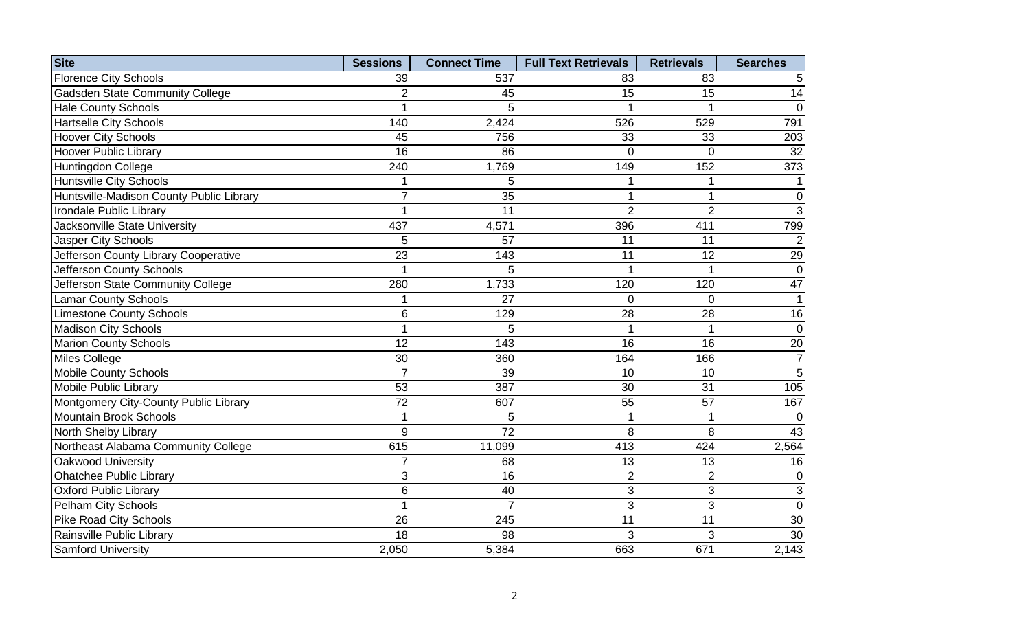| Site | Sessions | Connect Time | Full Text Retrievals | Retrievals | Searches |
| --- | --- | --- | --- | --- | --- |
| Florence City Schools | 39 | 537 | 83 | 83 | 5 |
| Gadsden State Community College | 2 | 45 | 15 | 15 | 14 |
| Hale County Schools | 1 | 5 | 1 | 1 | 0 |
| Hartselle City Schools | 140 | 2,424 | 526 | 529 | 791 |
| Hoover City Schools | 45 | 756 | 33 | 33 | 203 |
| Hoover Public Library | 16 | 86 | 0 | 0 | 32 |
| Huntingdon College | 240 | 1,769 | 149 | 152 | 373 |
| Huntsville City Schools | 1 | 5 | 1 | 1 | 1 |
| Huntsville-Madison County Public Library | 7 | 35 | 1 | 1 | 0 |
| Irondale Public Library | 1 | 11 | 2 | 2 | 3 |
| Jacksonville State University | 437 | 4,571 | 396 | 411 | 799 |
| Jasper City Schools | 5 | 57 | 11 | 11 | 2 |
| Jefferson County Library Cooperative | 23 | 143 | 11 | 12 | 29 |
| Jefferson County Schools | 1 | 5 | 1 | 1 | 0 |
| Jefferson State Community College | 280 | 1,733 | 120 | 120 | 47 |
| Lamar County Schools | 1 | 27 | 0 | 0 | 1 |
| Limestone County Schools | 6 | 129 | 28 | 28 | 16 |
| Madison City Schools | 1 | 5 | 1 | 1 | 0 |
| Marion County Schools | 12 | 143 | 16 | 16 | 20 |
| Miles College | 30 | 360 | 164 | 166 | 7 |
| Mobile County Schools | 7 | 39 | 10 | 10 | 5 |
| Mobile Public Library | 53 | 387 | 30 | 31 | 105 |
| Montgomery City-County Public Library | 72 | 607 | 55 | 57 | 167 |
| Mountain Brook Schools | 1 | 5 | 1 | 1 | 0 |
| North Shelby Library | 9 | 72 | 8 | 8 | 43 |
| Northeast Alabama Community College | 615 | 11,099 | 413 | 424 | 2,564 |
| Oakwood University | 7 | 68 | 13 | 13 | 16 |
| Ohatchee Public Library | 3 | 16 | 2 | 2 | 0 |
| Oxford Public Library | 6 | 40 | 3 | 3 | 3 |
| Pelham City Schools | 1 | 7 | 3 | 3 | 0 |
| Pike Road City Schools | 26 | 245 | 11 | 11 | 30 |
| Rainsville Public Library | 18 | 98 | 3 | 3 | 30 |
| Samford University | 2,050 | 5,384 | 663 | 671 | 2,143 |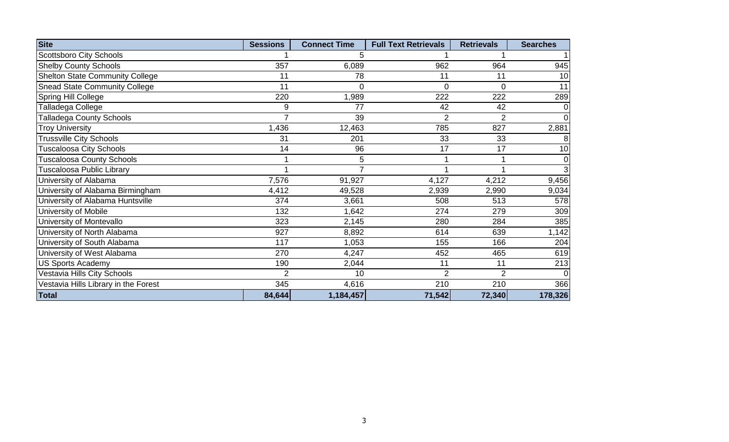| Site | Sessions | Connect Time | Full Text Retrievals | Retrievals | Searches |
|---|---|---|---|---|---|
| Scottsboro City Schools | 1 | 5 | 1 | 1 | 1 |
| Shelby County Schools | 357 | 6,089 | 962 | 964 | 945 |
| Shelton State Community College | 11 | 78 | 11 | 11 | 10 |
| Snead State Community College | 11 | 0 | 0 | 0 | 11 |
| Spring Hill College | 220 | 1,989 | 222 | 222 | 289 |
| Talladega College | 9 | 77 | 42 | 42 | 0 |
| Talladega County Schools | 7 | 39 | 2 | 2 | 0 |
| Troy University | 1,436 | 12,463 | 785 | 827 | 2,881 |
| Trussville City Schools | 31 | 201 | 33 | 33 | 8 |
| Tuscaloosa City Schools | 14 | 96 | 17 | 17 | 10 |
| Tuscaloosa County Schools | 1 | 5 | 1 | 1 | 0 |
| Tuscaloosa Public Library | 1 | 7 | 1 | 1 | 3 |
| University of Alabama | 7,576 | 91,927 | 4,127 | 4,212 | 9,456 |
| University of Alabama Birmingham | 4,412 | 49,528 | 2,939 | 2,990 | 9,034 |
| University of Alabama Huntsville | 374 | 3,661 | 508 | 513 | 578 |
| University of Mobile | 132 | 1,642 | 274 | 279 | 309 |
| University of Montevallo | 323 | 2,145 | 280 | 284 | 385 |
| University of North Alabama | 927 | 8,892 | 614 | 639 | 1,142 |
| University of South Alabama | 117 | 1,053 | 155 | 166 | 204 |
| University of West Alabama | 270 | 4,247 | 452 | 465 | 619 |
| US Sports Academy | 190 | 2,044 | 11 | 11 | 213 |
| Vestavia Hills City Schools | 2 | 10 | 2 | 2 | 0 |
| Vestavia Hills Library in the Forest | 345 | 4,616 | 210 | 210 | 366 |
| **Total** | **84,644** | **1,184,457** | **71,542** | **72,340** | **178,326** |